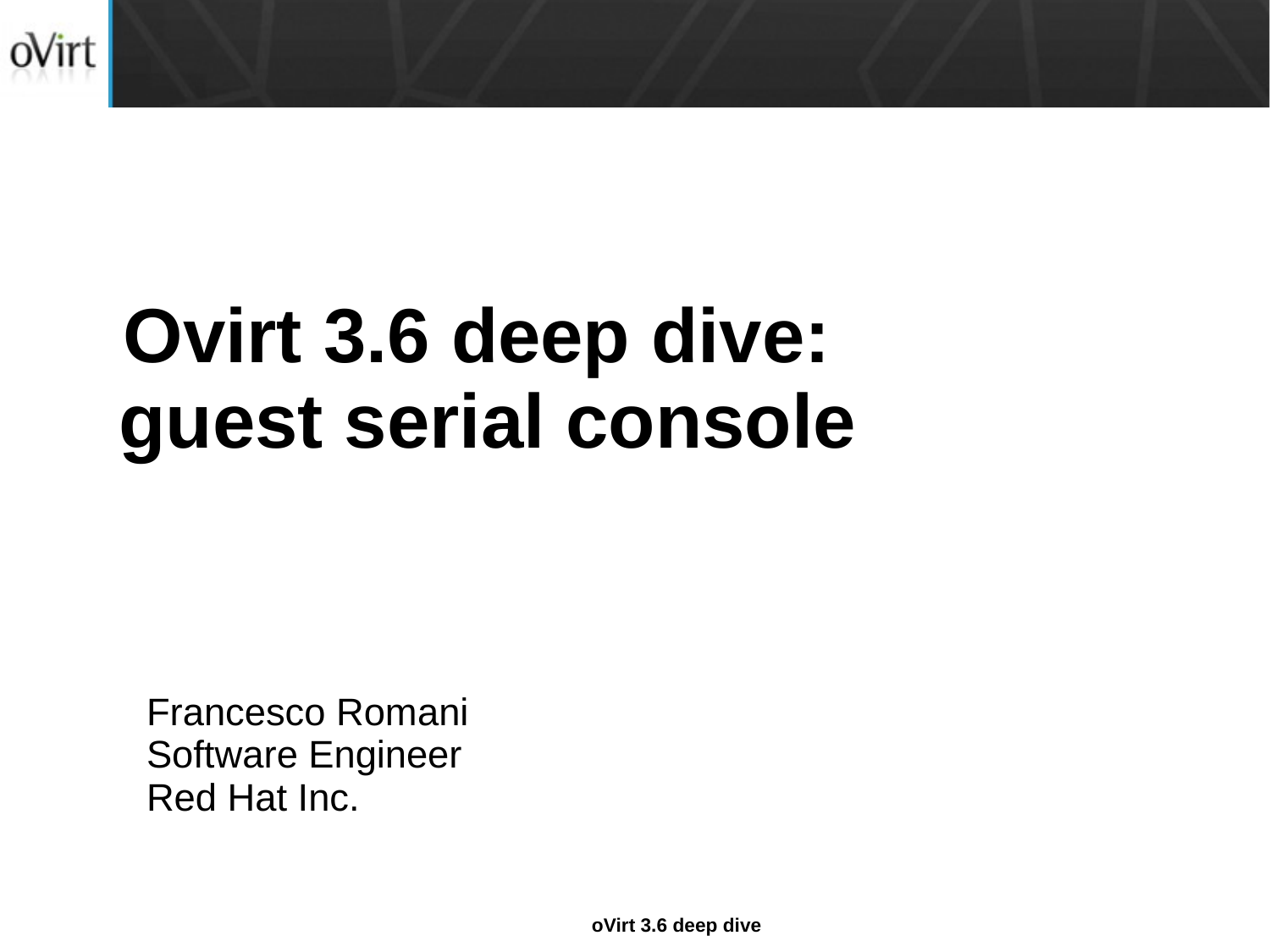# Ovirt 3.6 deep dive: guest serial console

Francesco Romani
Software Engineer
Red Hat Inc.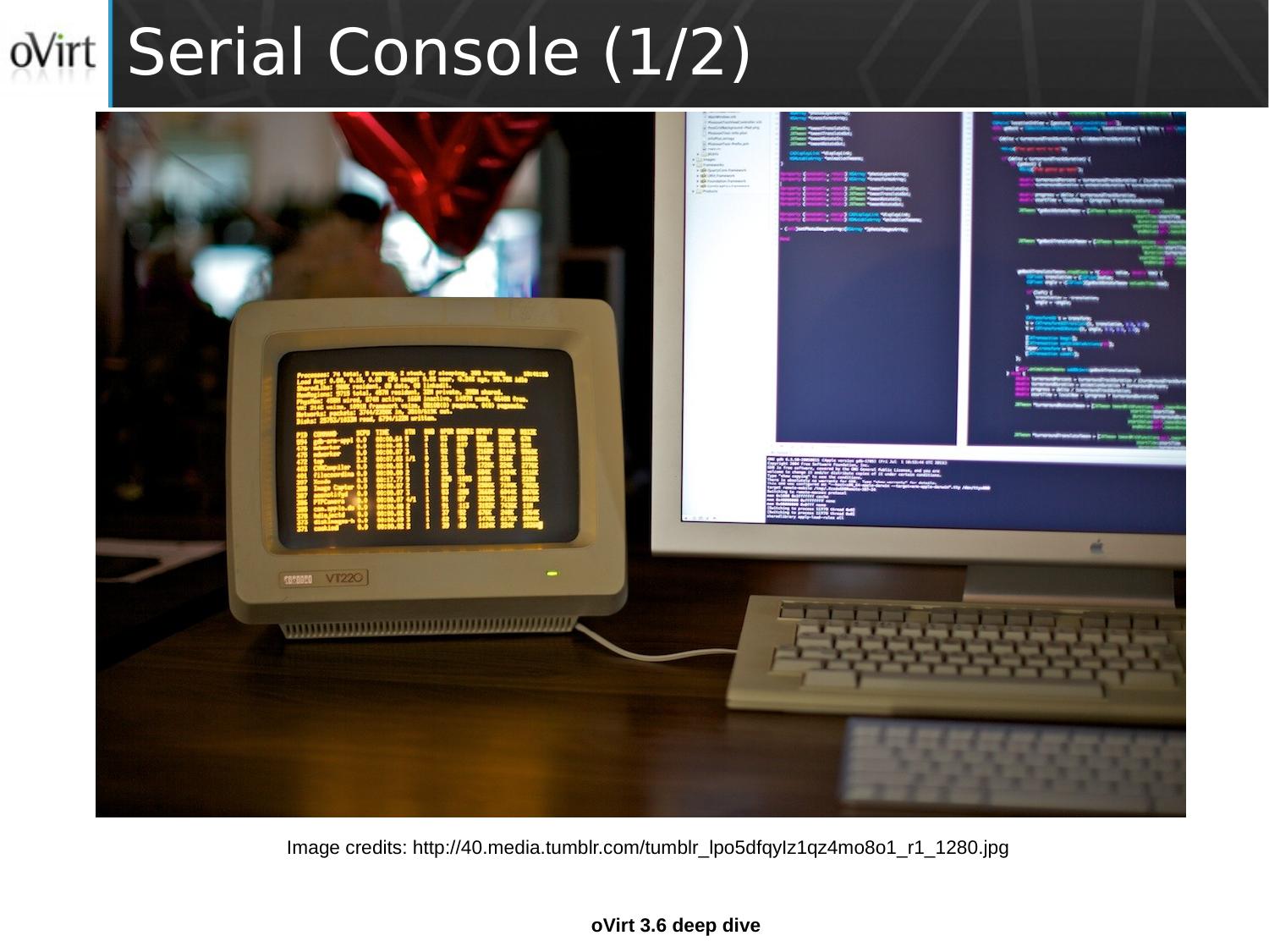# Serial Console (1/2)

Image credits: http://40.media.tumblr.com/tumblr_lpo5dfqylz1qz4mo8o1_r1_1280.jpg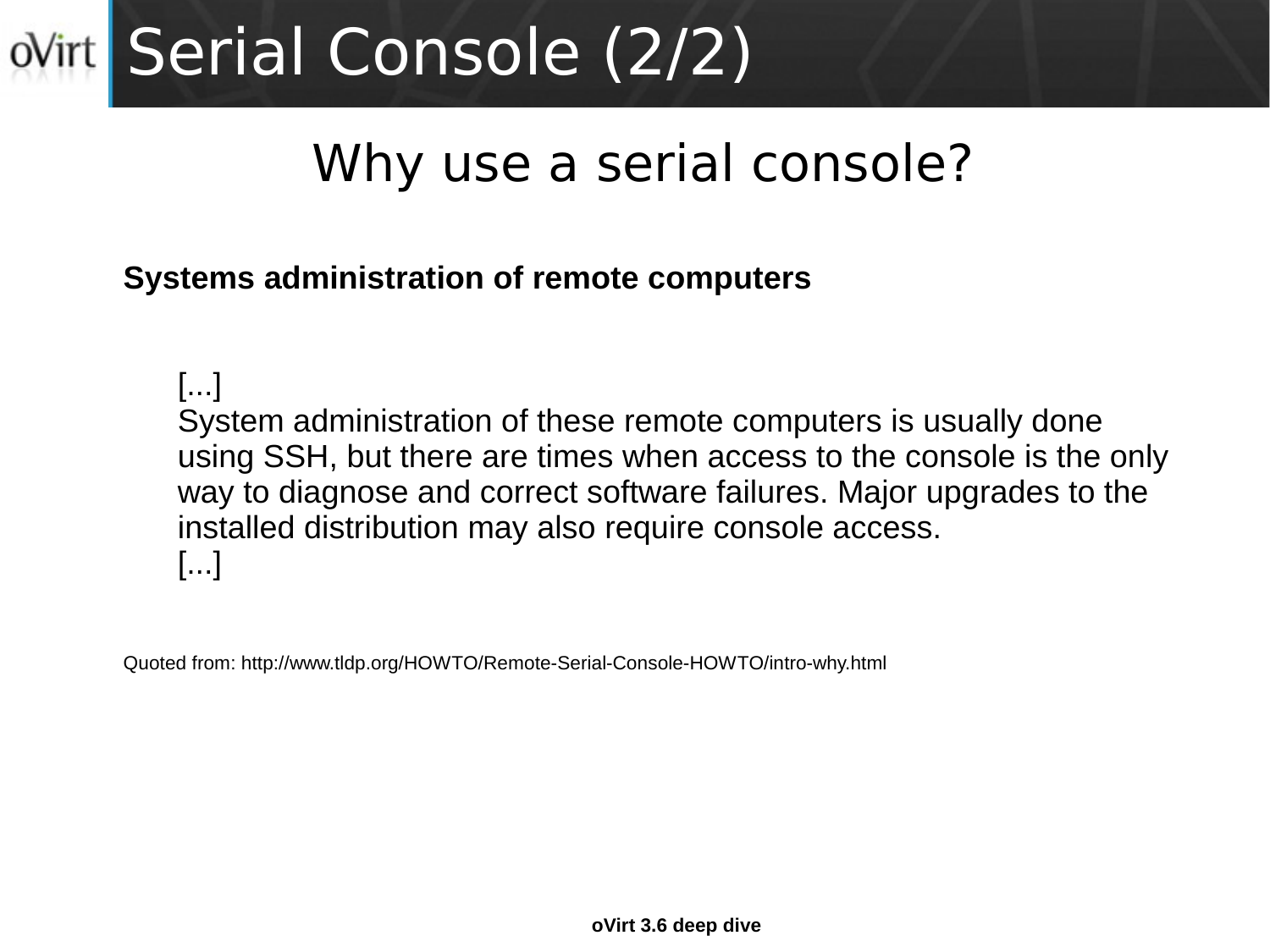# Serial Console (2/2)

## Why use a serial console?

**Systems administration of remote computers**

> [...]
> System administration of these remote computers is usually done using SSH, but there are times when access to the console is the only way to diagnose and correct software failures. Major upgrades to the installed distribution may also require console access.
> [...]

Quoted from: http://www.tldp.org/HOWTO/Remote-Serial-Console-HOWTO/intro-why.html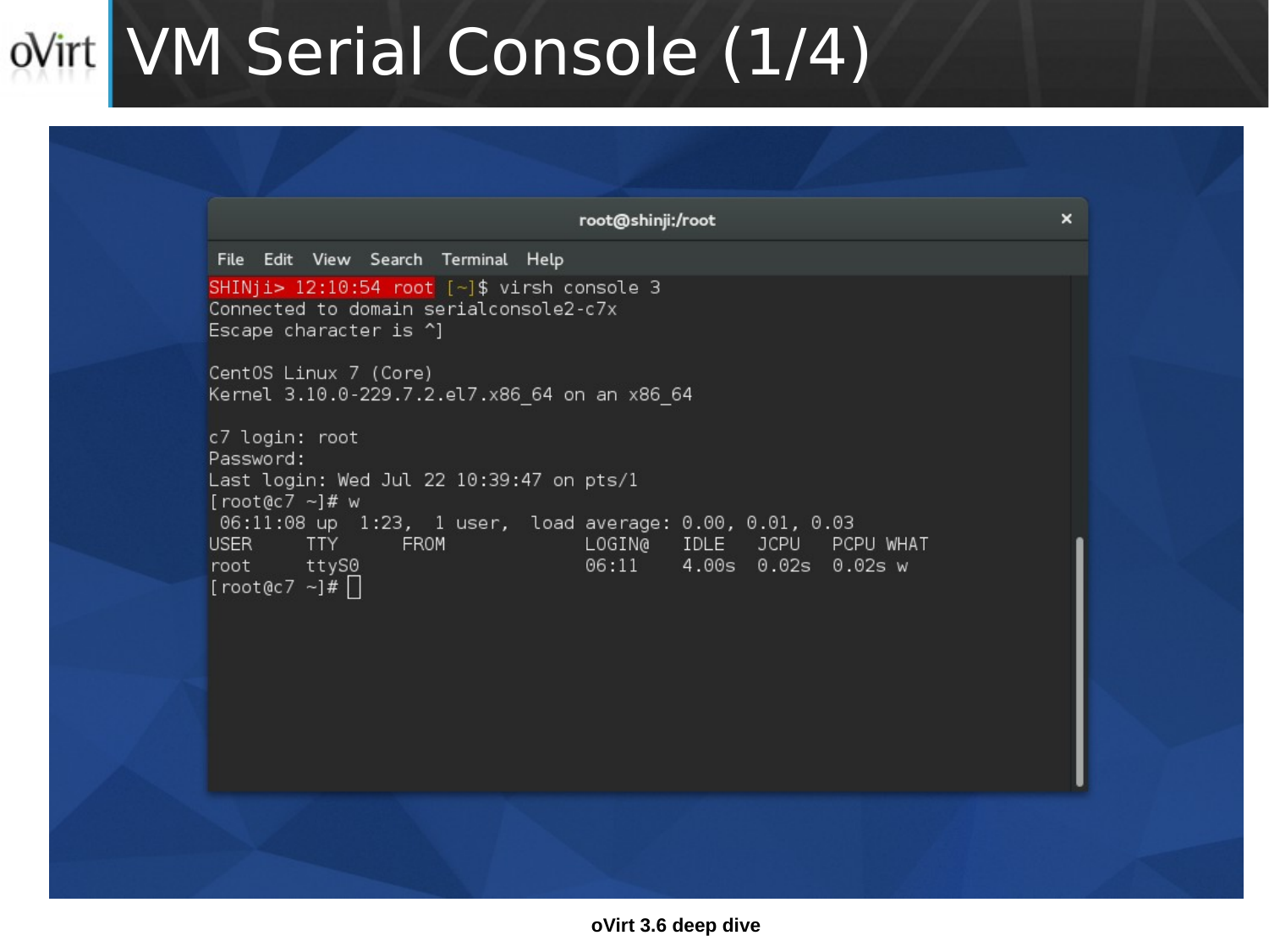# VM Serial Console (1/4)

```
root@shinji:/root

File  Edit  View  Search  Terminal  Help
SHINji> 12:10:54 root [~]$ virsh console 3
Connected to domain serialconsole2-c7x
Escape character is ^]

CentOS Linux 7 (Core)
Kernel 3.10.0-229.7.2.el7.x86_64 on an x86_64

c7 login: root
Password:
Last login: Wed Jul 22 10:39:47 on pts/1
[root@c7 ~]# w
 06:11:08 up  1:23,  1 user,  load average: 0.00, 0.01, 0.03
USER     TTY      FROM             LOGIN@   IDLE   JCPU   PCPU WHAT
root     ttyS0                     06:11    4.00s  0.02s  0.02s w
[root@c7 ~]#
```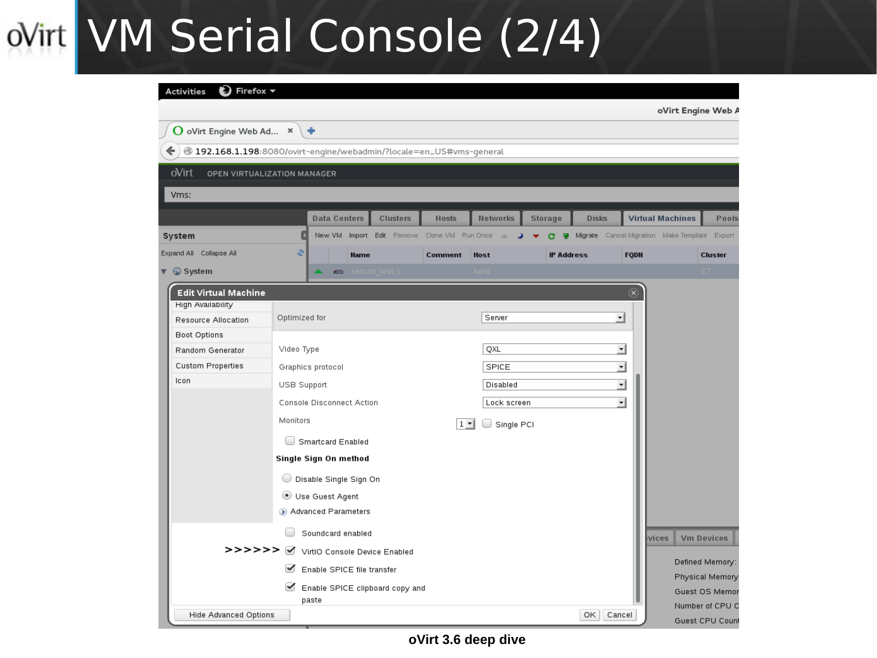# VM Serial Console (2/4)

oVirt 3.6 deep dive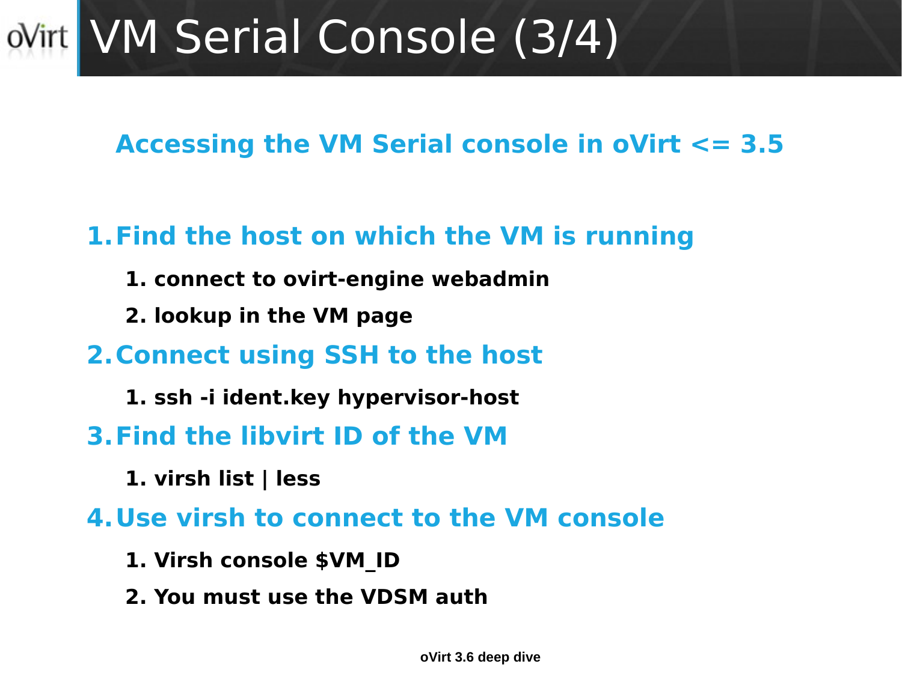# VM Serial Console (3/4)

## Accessing the VM Serial console in oVirt <= 3.5

1. **Find the host on which the VM is running**
   1. **connect to ovirt-engine webadmin**
   2. **lookup in the VM page**
2. **Connect using SSH to the host**
   1. **ssh -i ident.key hypervisor-host**
3. **Find the libvirt ID of the VM**
   1. **virsh list | less**
4. **Use virsh to connect to the VM console**
   1. **Virsh console $VM_ID**
   2. **You must use the VDSM auth**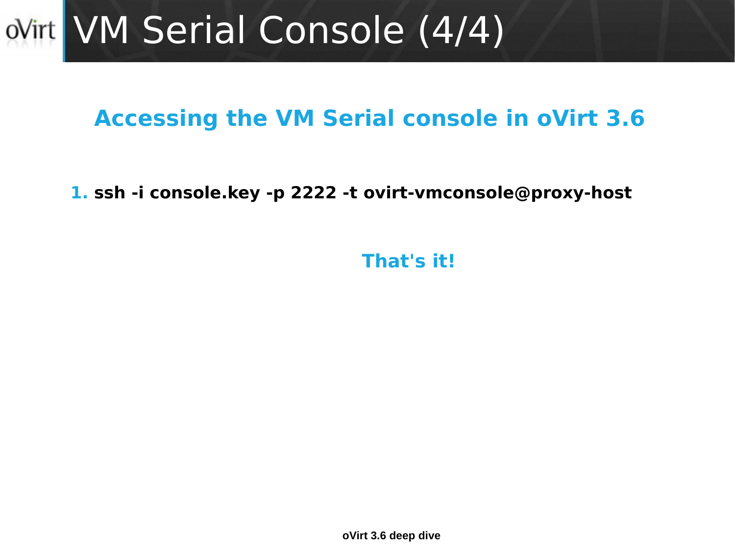# VM Serial Console (4/4)

## Accessing the VM Serial console in oVirt 3.6

1. **ssh -i console.key -p 2222 -t ovirt-vmconsole@proxy-host**

**That's it!**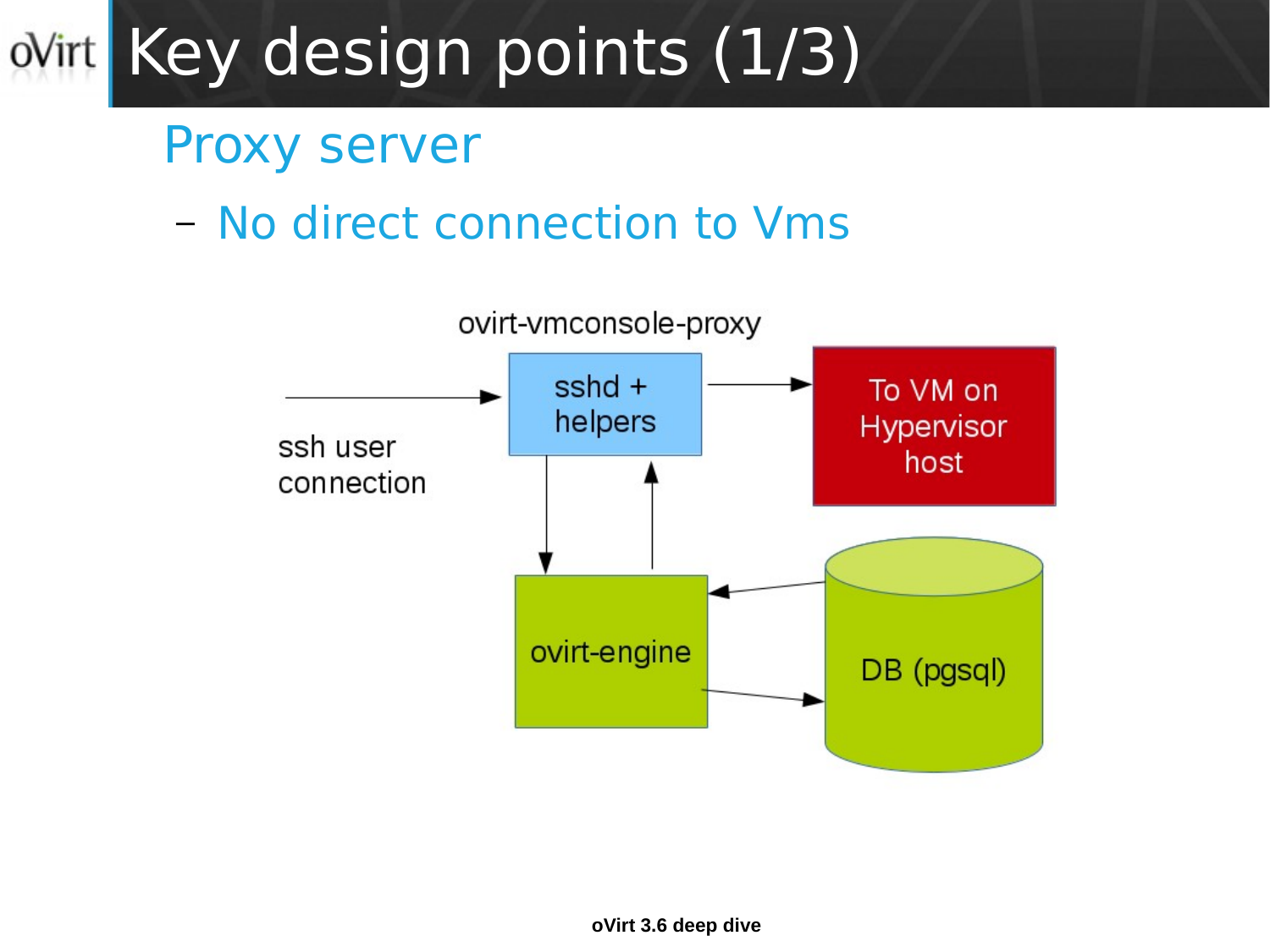# Key design points (1/3)

## Proxy server

- No direct connection to Vms

ovirt-vmconsole-proxy

ssh user connection

sshd + helpers

To VM on Hypervisor host

ovirt-engine

DB (pgsql)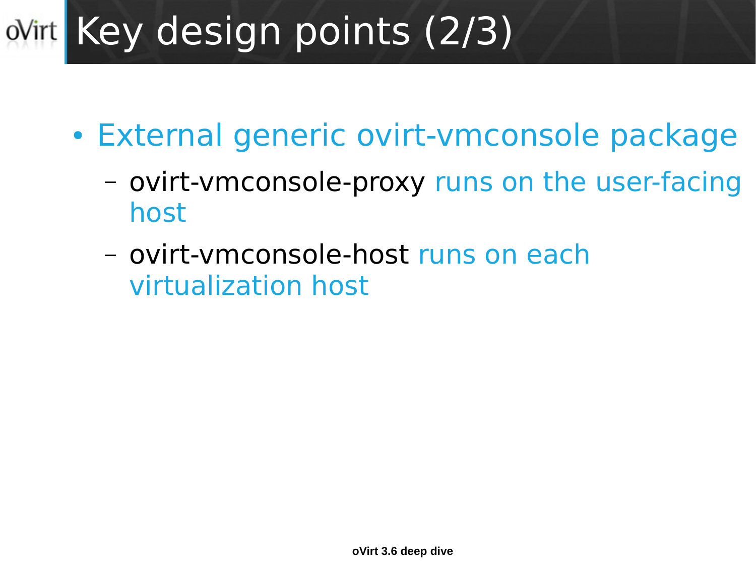# Key design points (2/3)

- External generic ovirt-vmconsole package
  - ovirt-vmconsole-proxy runs on the user-facing host
  - ovirt-vmconsole-host runs on each virtualization host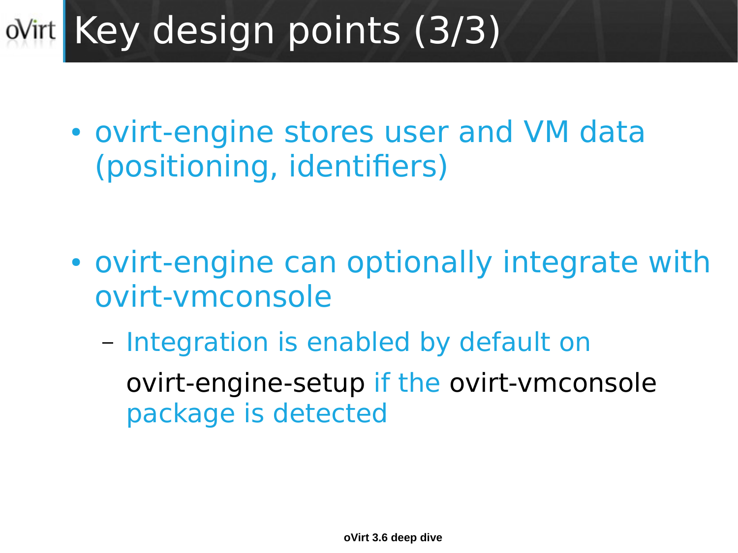# Key design points (3/3)

- ovirt-engine stores user and VM data (positioning, identifiers)

- ovirt-engine can optionally integrate with ovirt-vmconsole
  - Integration is enabled by default on ovirt-engine-setup if the ovirt-vmconsole package is detected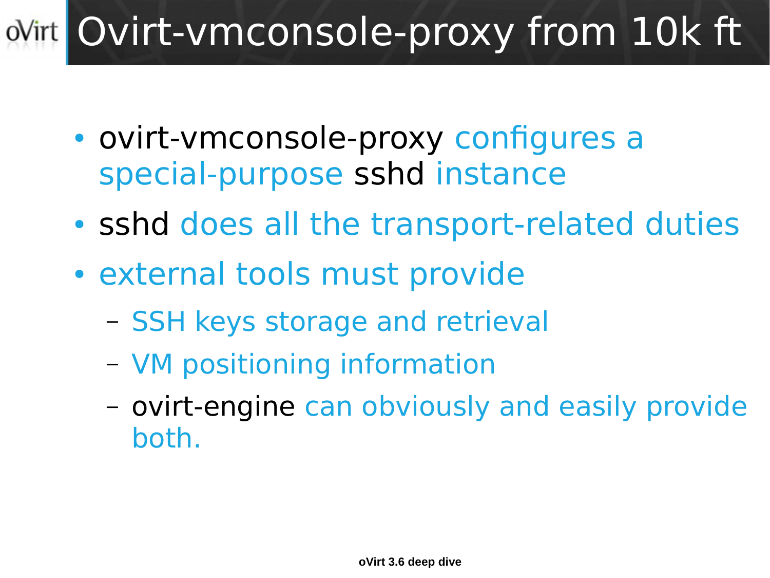# Ovirt-vmconsole-proxy from 10k ft

- ovirt-vmconsole-proxy configures a special-purpose sshd instance
- sshd does all the transport-related duties
- external tools must provide
  - SSH keys storage and retrieval
  - VM positioning information
  - ovirt-engine can obviously and easily provide both.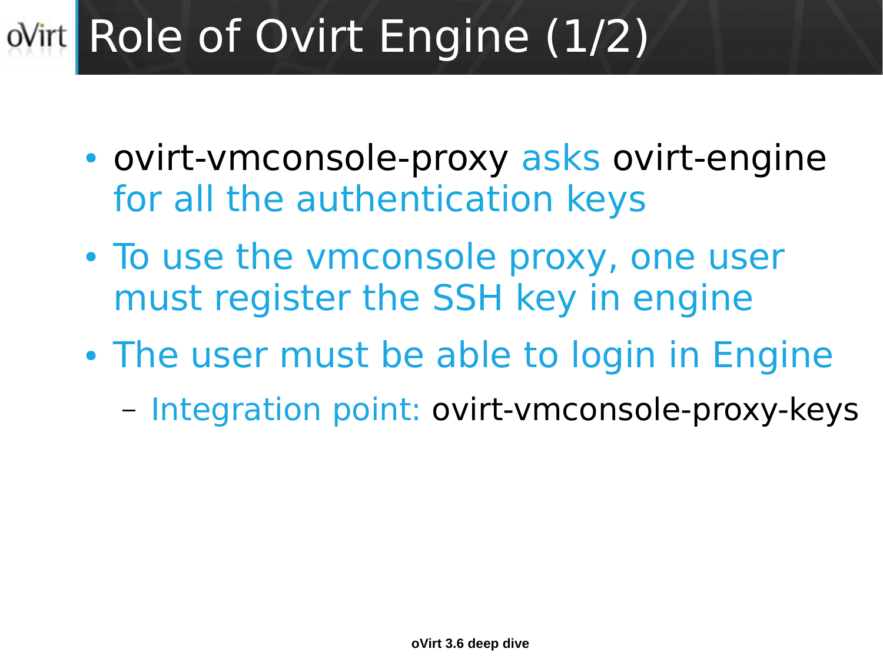# Role of Ovirt Engine (1/2)

- ovirt-vmconsole-proxy asks ovirt-engine for all the authentication keys
- To use the vmconsole proxy, one user must register the SSH key in engine
- The user must be able to login in Engine
  - Integration point: ovirt-vmconsole-proxy-keys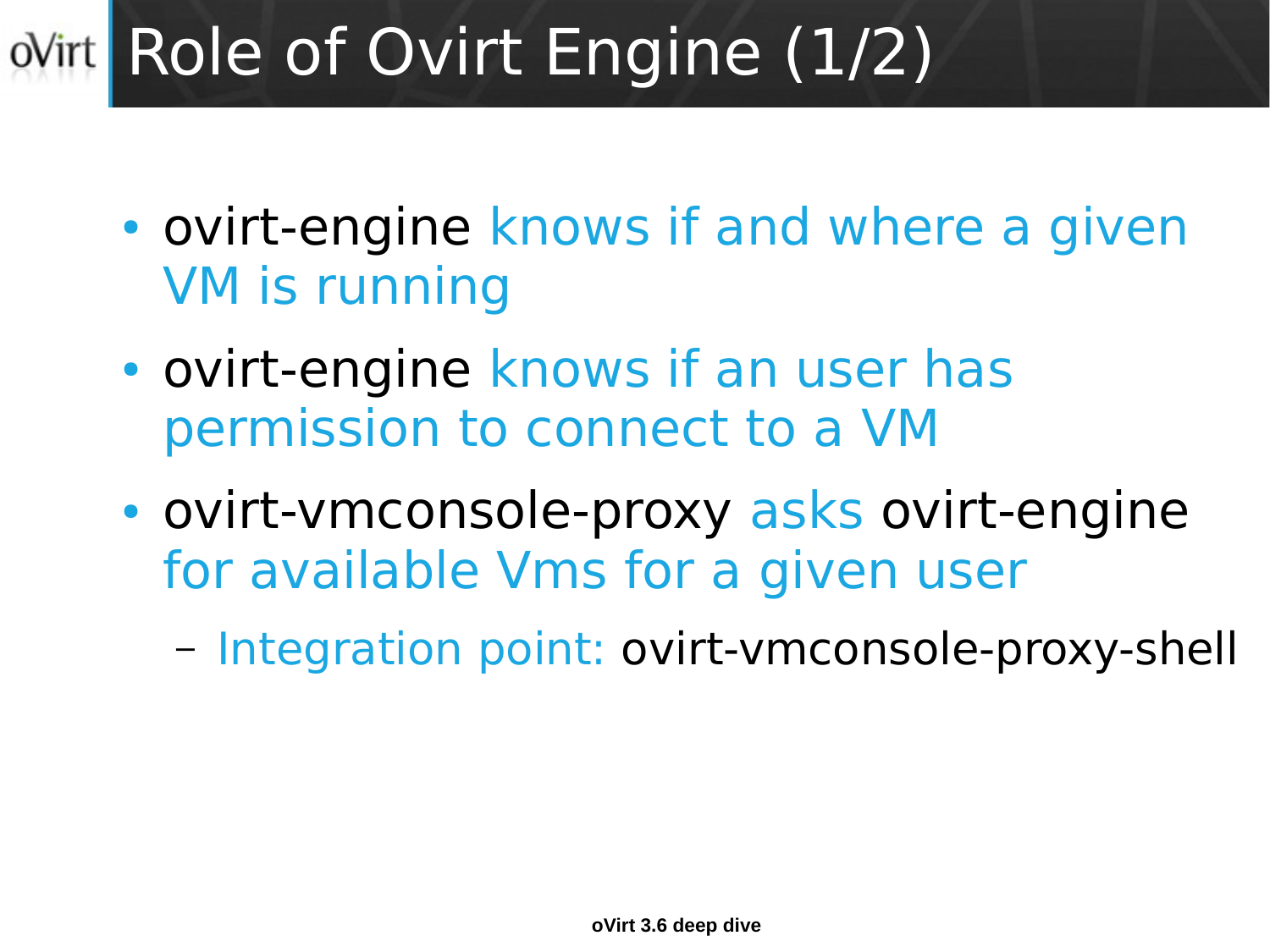# Role of Ovirt Engine (1/2)

- ovirt-engine knows if and where a given VM is running
- ovirt-engine knows if an user has permission to connect to a VM
- ovirt-vmconsole-proxy asks ovirt-engine for available Vms for a given user
  - Integration point: ovirt-vmconsole-proxy-shell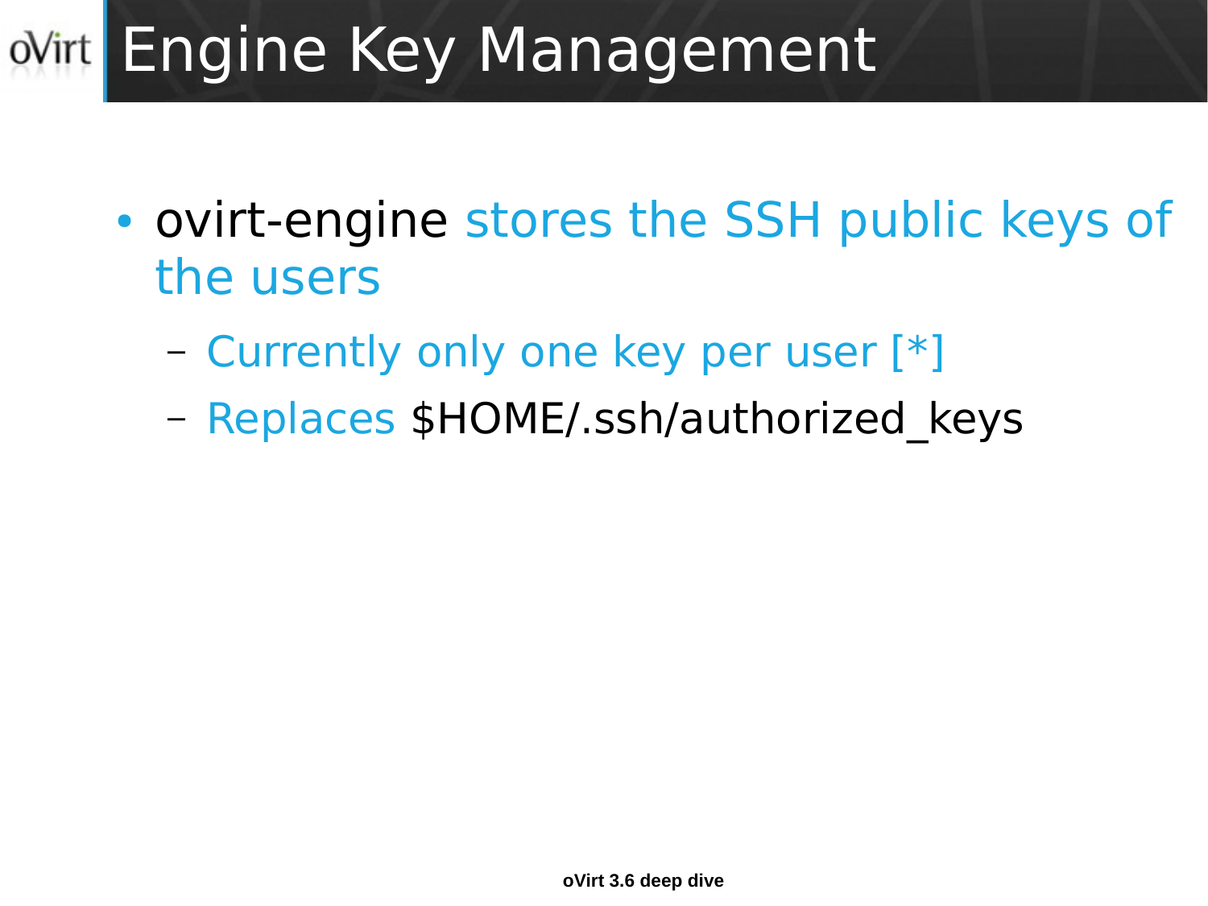# Engine Key Management

- ovirt-engine stores the SSH public keys of the users
  - Currently only one key per user [*]
  - Replaces $HOME/.ssh/authorized_keys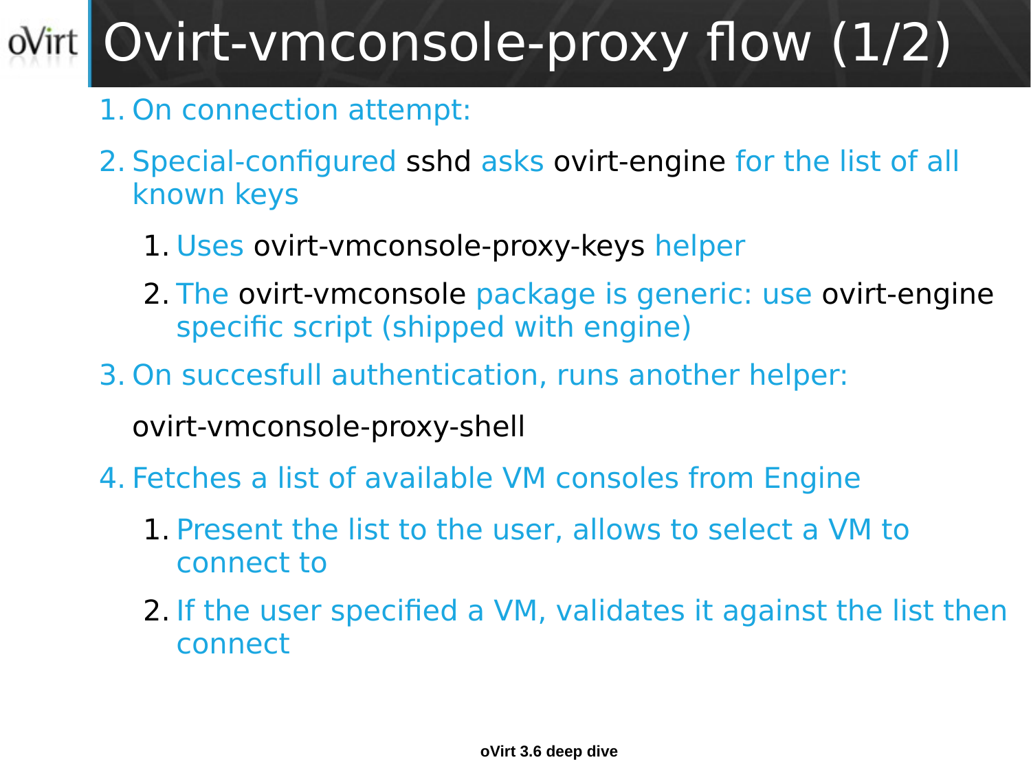# Ovirt-vmconsole-proxy flow (1/2)

1. On connection attempt:
2. Special-configured sshd asks ovirt-engine for the list of all known keys
   1. Uses ovirt-vmconsole-proxy-keys helper
   2. The ovirt-vmconsole package is generic: use ovirt-engine specific script (shipped with engine)
3. On succesfull authentication, runs another helper:

   ovirt-vmconsole-proxy-shell
4. Fetches a list of available VM consoles from Engine
   1. Present the list to the user, allows to select a VM to connect to
   2. If the user specified a VM, validates it against the list then connect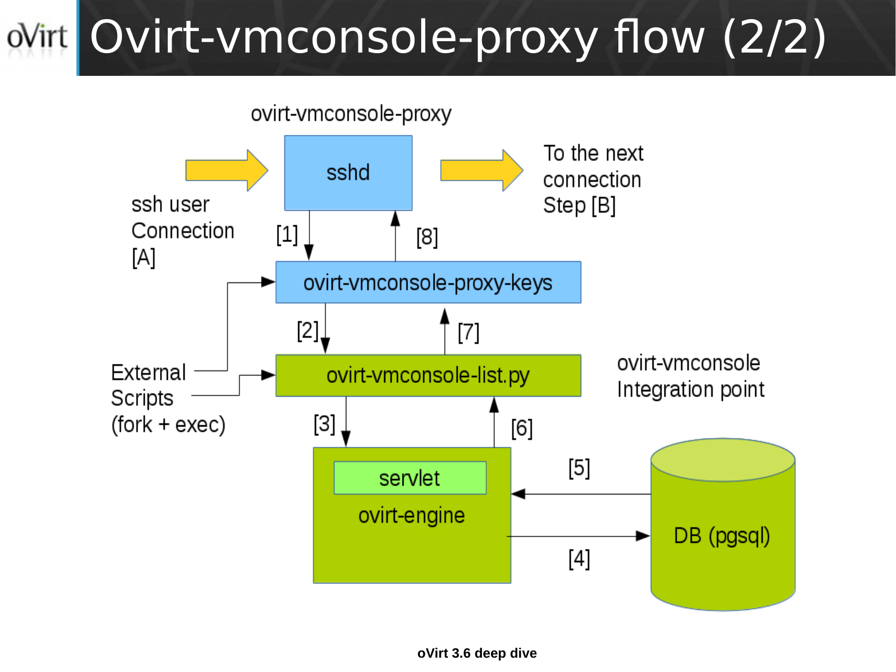# Ovirt-vmconsole-proxy flow (2/2)

ovirt-vmconsole-proxy

sshd

ssh user Connection [A]

To the next connection Step [B]

[1]

[8]

ovirt-vmconsole-proxy-keys

[2]

[7]

External Scripts (fork + exec)

ovirt-vmconsole-list.py

ovirt-vmconsole Integration point

[3]

[6]

servlet

ovirt-engine

[5]

[4]

DB (pgsql)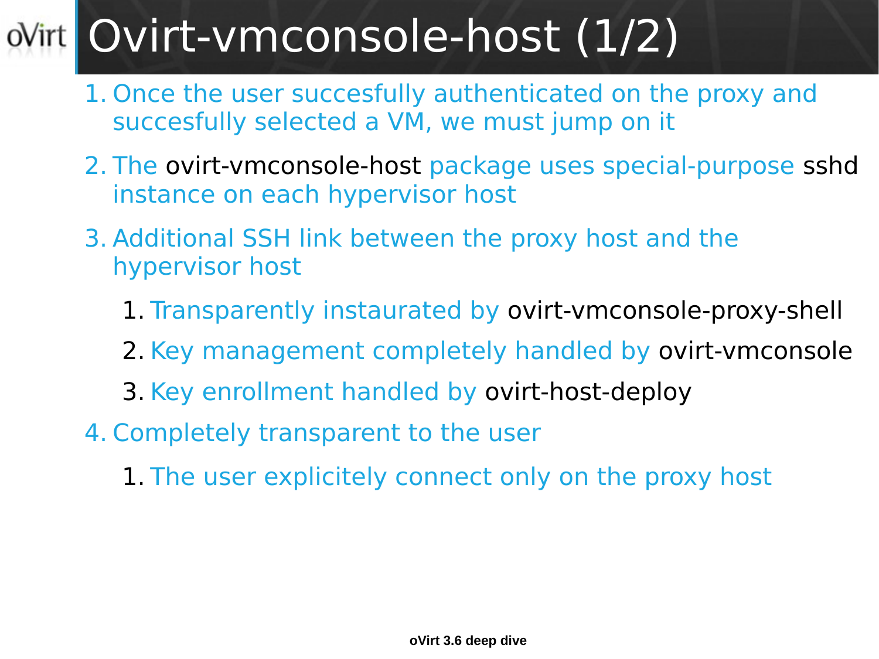# Ovirt-vmconsole-host (1/2)

1. Once the user succesfully authenticated on the proxy and succesfully selected a VM, we must jump on it
2. The ovirt-vmconsole-host package uses special-purpose sshd instance on each hypervisor host
3. Additional SSH link between the proxy host and the hypervisor host
   1. Transparently instaurated by ovirt-vmconsole-proxy-shell
   2. Key management completely handled by ovirt-vmconsole
   3. Key enrollment handled by ovirt-host-deploy
4. Completely transparent to the user
   1. The user explicitely connect only on the proxy host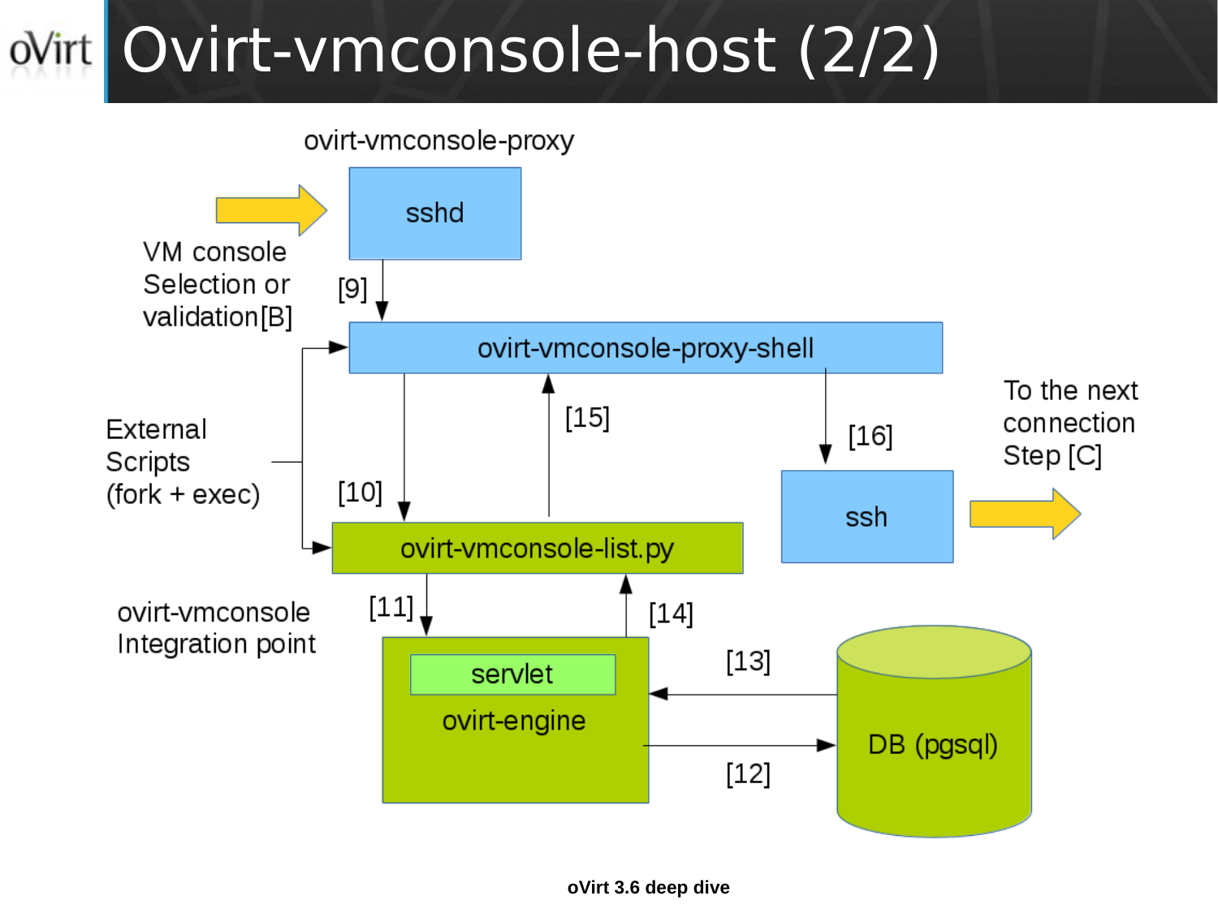# Ovirt-vmconsole-host (2/2)

ovirt-vmconsole-proxy

sshd

VM console Selection or validation[B]

[9]

ovirt-vmconsole-proxy-shell

External Scripts (fork + exec)

[10]

[15]

[16]

ssh

To the next connection Step [C]

ovirt-vmconsole-list.py

ovirt-vmconsole Integration point

[11]

[14]

servlet

ovirt-engine

[13]

[12]

DB (pgsql)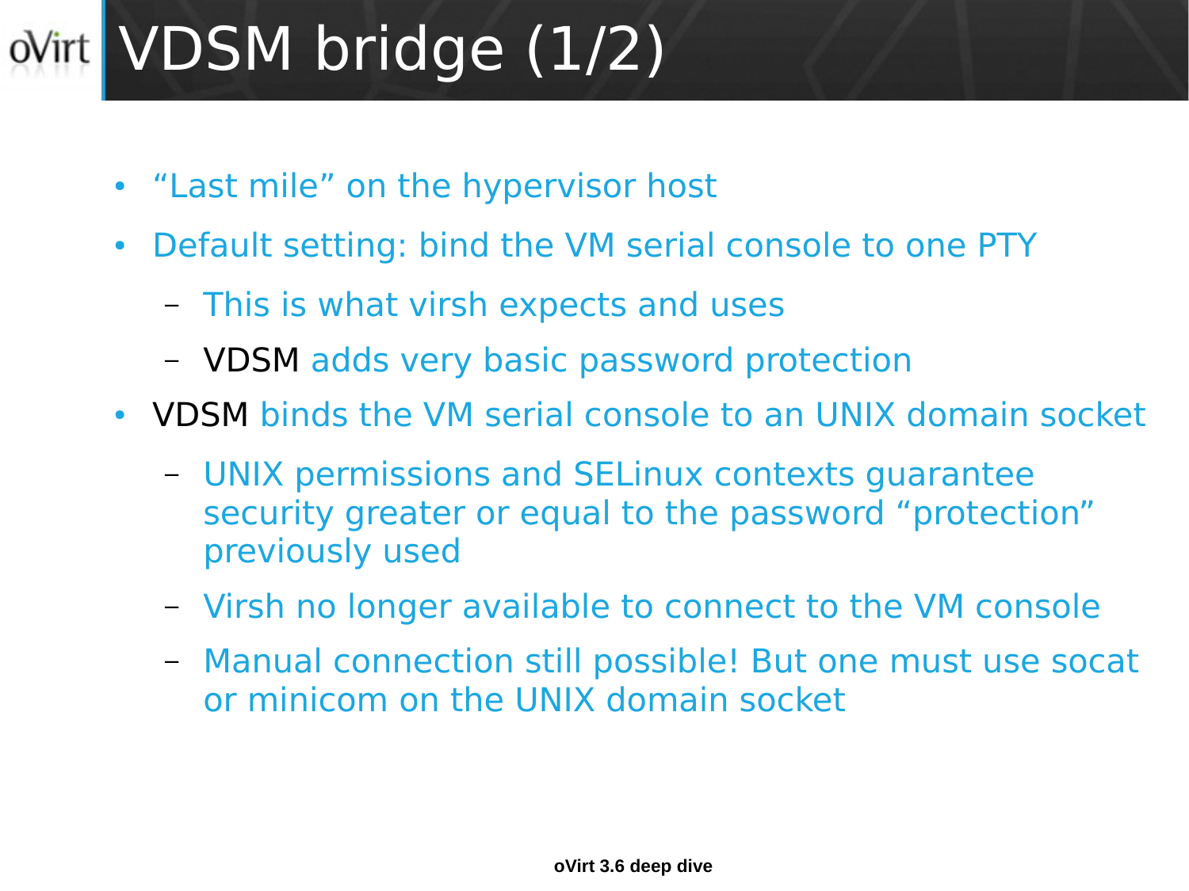# VDSM bridge (1/2)

- “Last mile” on the hypervisor host
- Default setting: bind the VM serial console to one PTY
  - This is what virsh expects and uses
  - VDSM adds very basic password protection
- VDSM binds the VM serial console to an UNIX domain socket
  - UNIX permissions and SELinux contexts guarantee security greater or equal to the password “protection” previously used
  - Virsh no longer available to connect to the VM console
  - Manual connection still possible! But one must use socat or minicom on the UNIX domain socket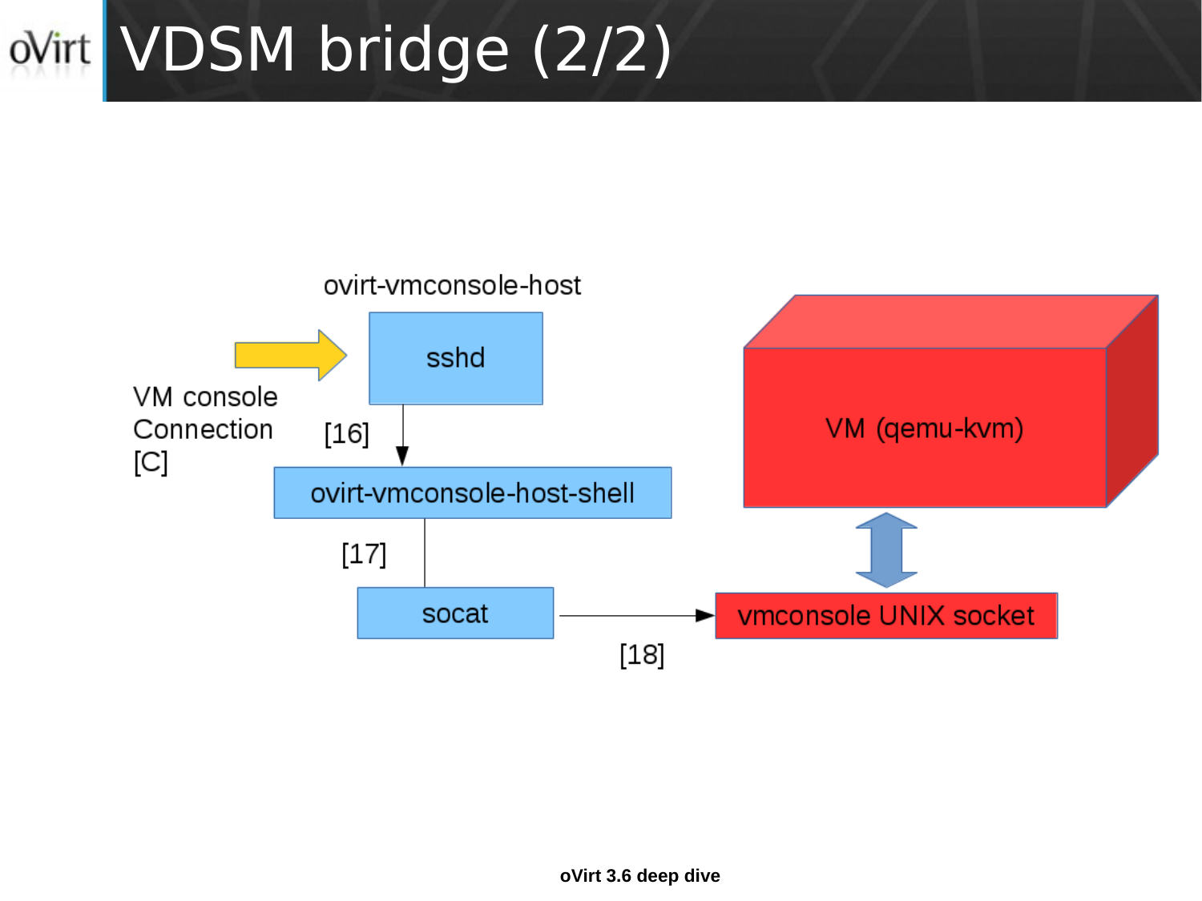# VDSM bridge (2/2)

ovirt-vmconsole-host

sshd

VM console Connection [C]

[16]

ovirt-vmconsole-host-shell

[17]

socat

[18]

vmconsole UNIX socket

VM (qemu-kvm)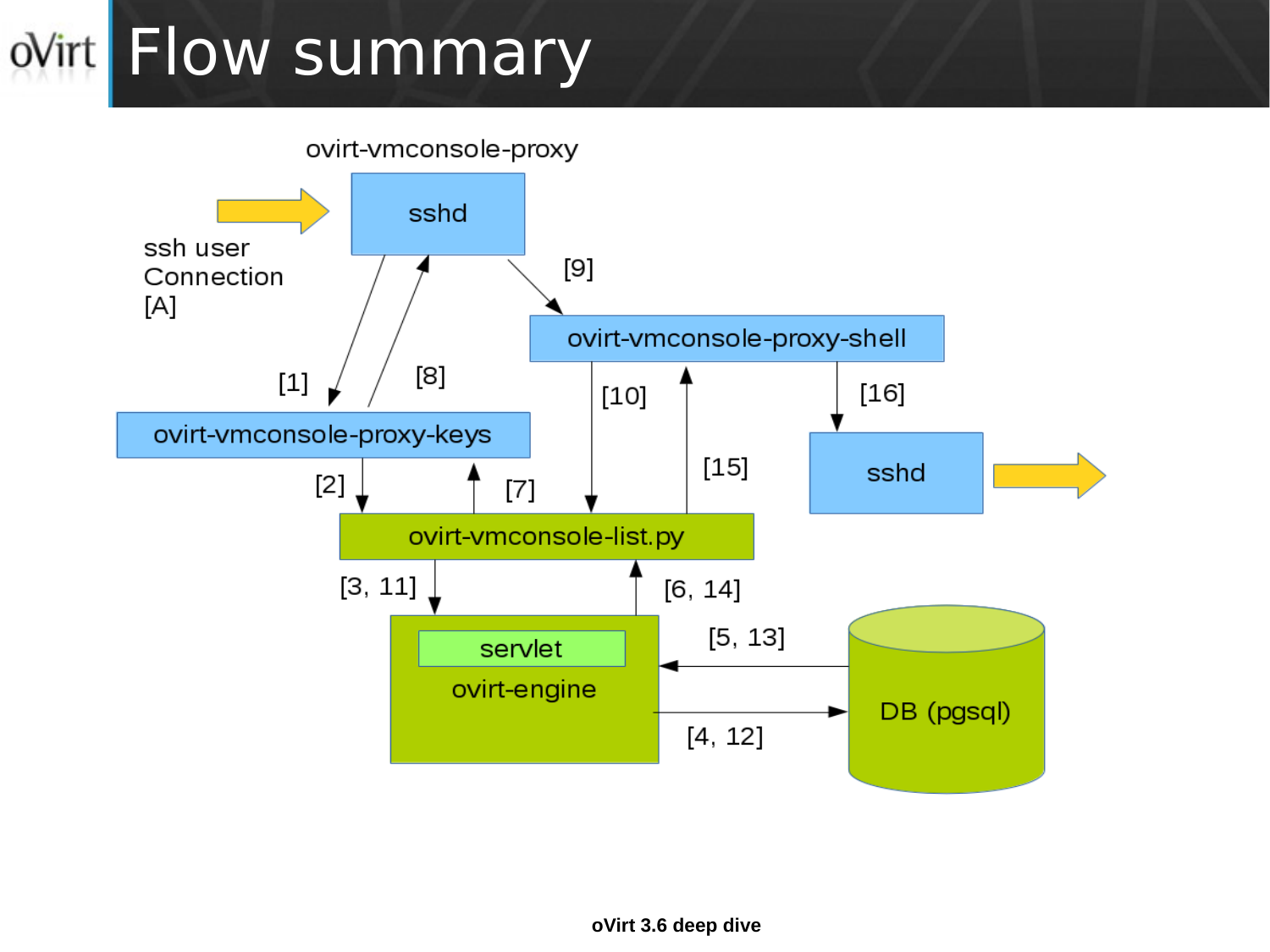# Flow summary

ovirt-vmconsole-proxy

sshd

ssh user Connection [A]

[1]

[8]

[9]

ovirt-vmconsole-proxy-shell

[10]

[15]

[16]

sshd

ovirt-vmconsole-proxy-keys

[2]

[7]

ovirt-vmconsole-list.py

[3, 11]

[6, 14]

servlet

ovirt-engine

[5, 13]

[4, 12]

DB (pgsql)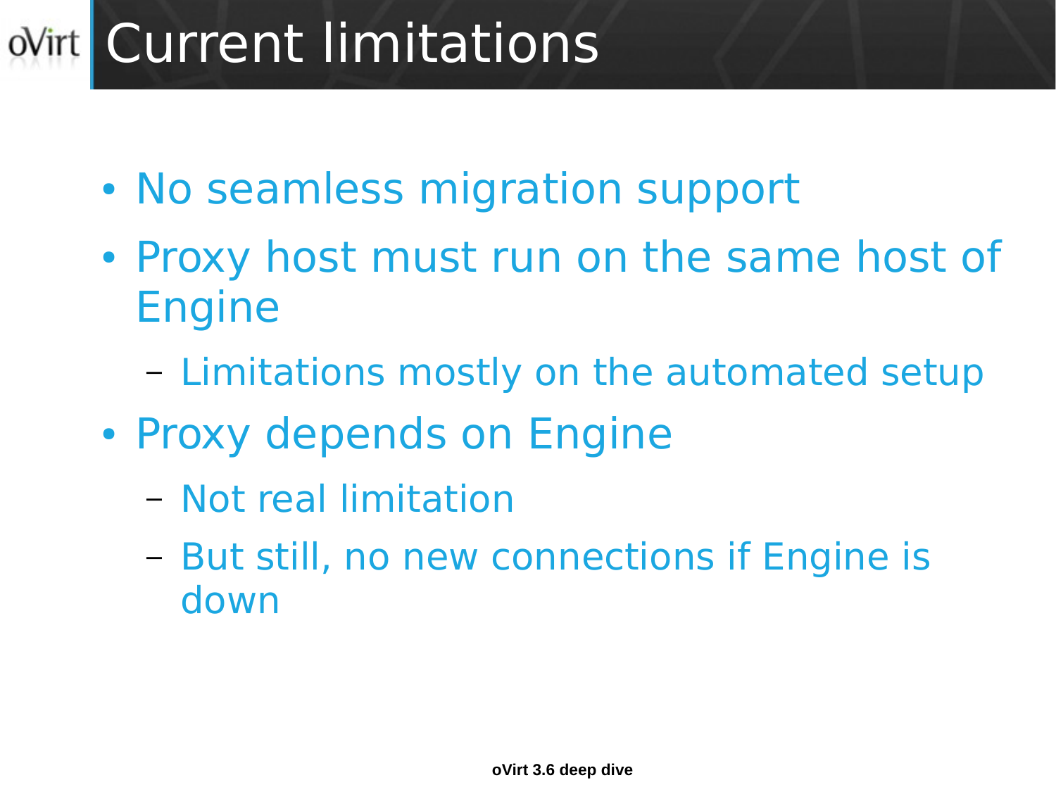# Current limitations

- No seamless migration support
- Proxy host must run on the same host of Engine
  - Limitations mostly on the automated setup
- Proxy depends on Engine
  - Not real limitation
  - But still, no new connections if Engine is down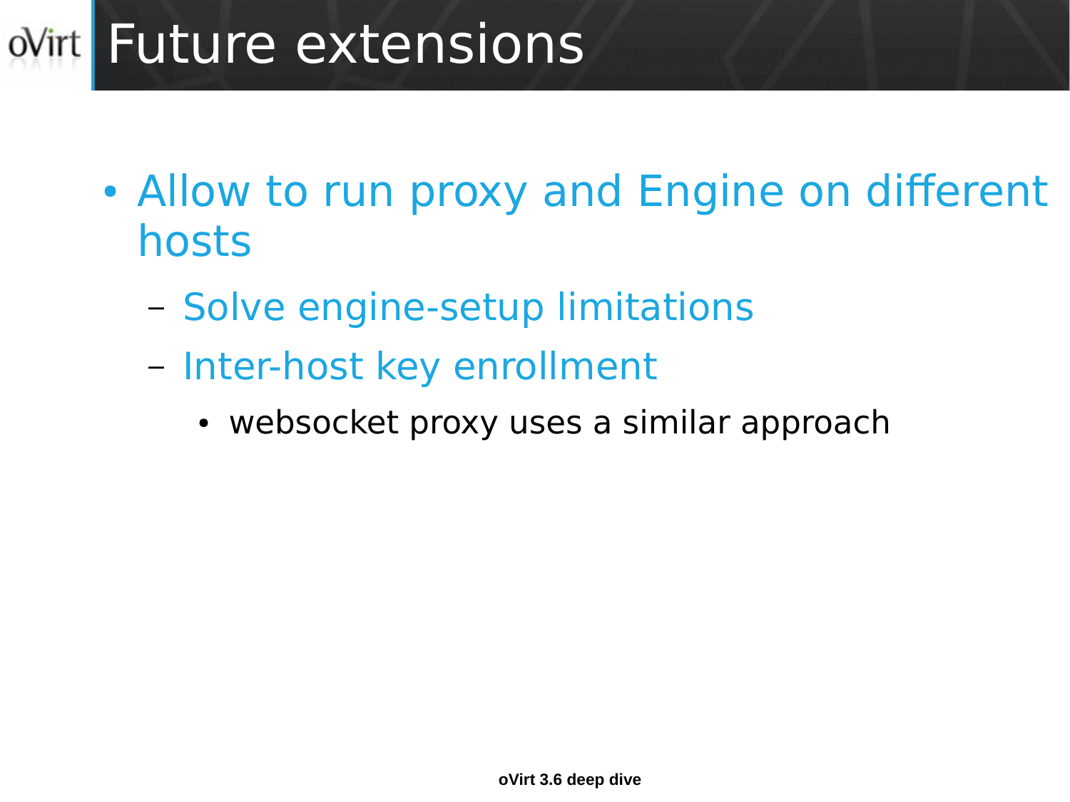# Future extensions

- Allow to run proxy and Engine on different hosts
  - Solve engine-setup limitations
  - Inter-host key enrollment
    - websocket proxy uses a similar approach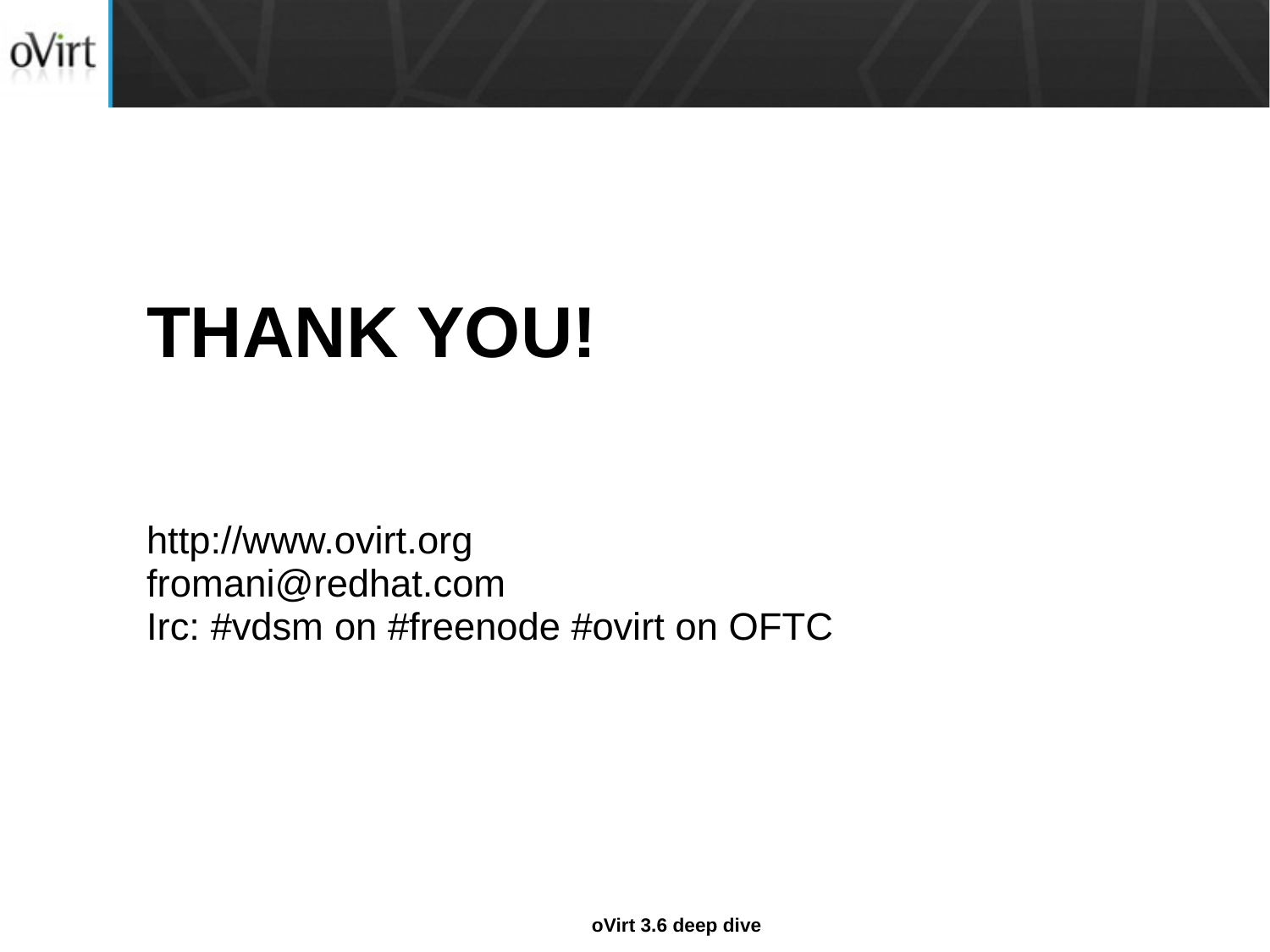# THANK YOU!

http://www.ovirt.org
fromani@redhat.com
Irc: #vdsm on #freenode #ovirt on OFTC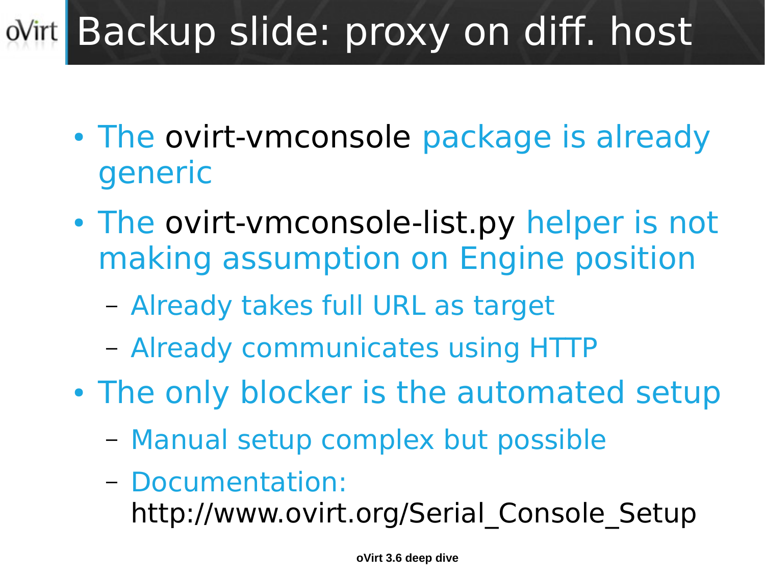# Backup slide: proxy on diff. host

- The ovirt-vmconsole package is already generic
- The ovirt-vmconsole-list.py helper is not making assumption on Engine position
  - Already takes full URL as target
  - Already communicates using HTTP
- The only blocker is the automated setup
  - Manual setup complex but possible
  - Documentation: http://www.ovirt.org/Serial_Console_Setup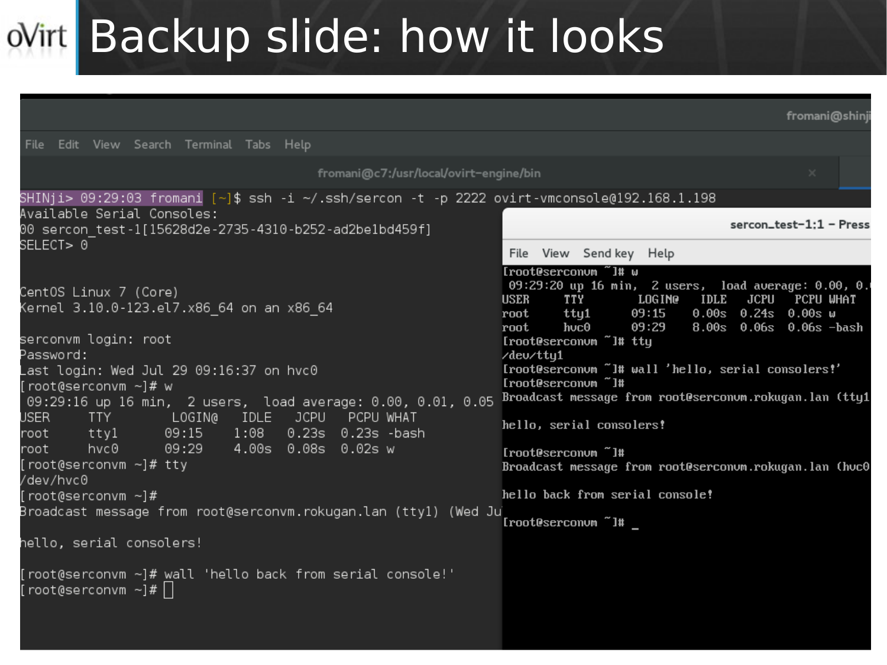# Backup slide: how it looks

```
SHINji> 09:29:03 fromani [~]$ ssh -i ~/.ssh/sercon -t -p 2222 ovirt-vmconsole@192.168.1.198
Available Serial Consoles:
00 sercon_test-1[15628d2e-2735-4310-b252-ad2be1bd459f]
SELECT> 0


CentOS Linux 7 (Core)
Kernel 3.10.0-123.el7.x86_64 on an x86_64

serconvm login: root
Password:
Last login: Wed Jul 29 09:16:37 on hvc0
[root@serconvm ~]# w
 09:29:16 up 16 min,  2 users,  load average: 0.00, 0.01, 0.05
USER     TTY        LOGIN@   IDLE   JCPU   PCPU WHAT
root     tty1       09:15    1:08   0.23s  0.23s -bash
root     hvc0       09:29    4.00s  0.08s  0.02s w
[root@serconvm ~]# tty
/dev/hvc0
[root@serconvm ~]#
Broadcast message from root@serconvm.rokugan.lan (tty1) (Wed Ju

hello, serial consolers!

[root@serconvm ~]# wall 'hello back from serial console!'
[root@serconvm ~]#
```

```
[root@serconvm ~]# w
 09:29:20 up 16 min,  2 users,  load average: 0.00, 0.
USER     TTY        LOGIN@   IDLE   JCPU   PCPU WHAT
root     tty1       09:15    0.00s  0.24s  0.00s w
root     hvc0       09:29    8.00s  0.06s  0.06s -bash
[root@serconvm ~]# tty
/dev/tty1
[root@serconvm ~]# wall 'hello, serial consolers!'
[root@serconvm ~]#
Broadcast message from root@serconvm.rokugan.lan (tty1

hello, serial consolers!

[root@serconvm ~]#
Broadcast message from root@serconvm.rokugan.lan (hvc0

hello back from serial console!

[root@serconvm ~]# _
```